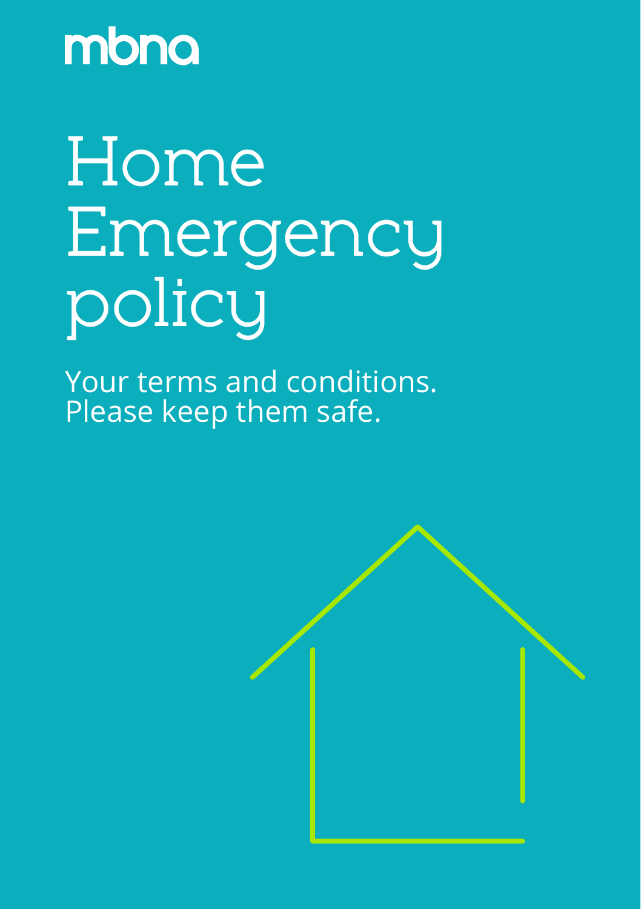mbna

# Home Emergency policy

Your terms and conditions.
Please keep them safe.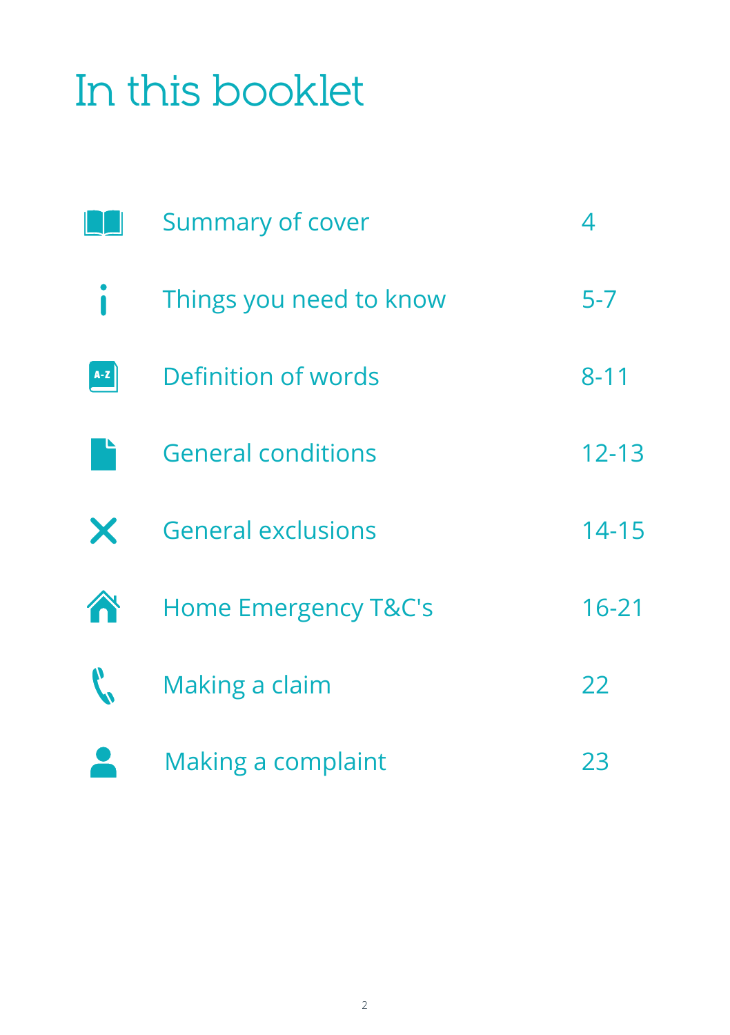# In this booklet

| Section | Page |
| --- | --- |
| Summary of cover | 4 |
| Things you need to know | 5-7 |
| Definition of words | 8-11 |
| General conditions | 12-13 |
| General exclusions | 14-15 |
| Home Emergency T&C's | 16-21 |
| Making a claim | 22 |
| Making a complaint | 23 |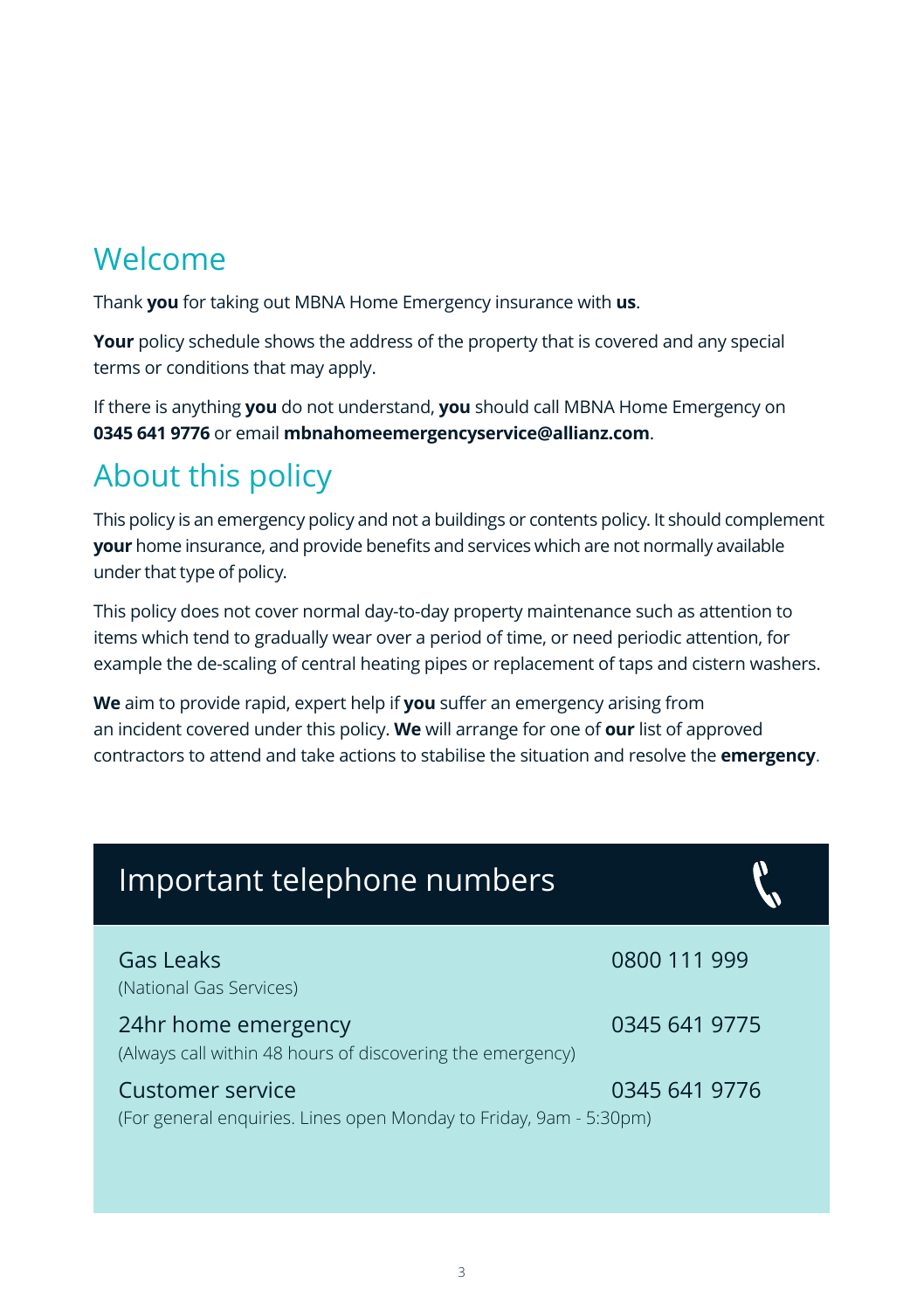## Welcome

Thank **you** for taking out MBNA Home Emergency insurance with **us**.

**Your** policy schedule shows the address of the property that is covered and any special terms or conditions that may apply.

If there is anything **you** do not understand, **you** should call MBNA Home Emergency on **0345 641 9776** or email **mbnahomeemergencyservice@allianz.com**.

## About this policy

This policy is an emergency policy and not a buildings or contents policy. It should complement **your** home insurance, and provide benefits and services which are not normally available under that type of policy.

This policy does not cover normal day-to-day property maintenance such as attention to items which tend to gradually wear over a period of time, or need periodic attention, for example the de-scaling of central heating pipes or replacement of taps and cistern washers.

**We** aim to provide rapid, expert help if **you** suffer an emergency arising from an incident covered under this policy. **We** will arrange for one of **our** list of approved contractors to attend and take actions to stabilise the situation and resolve the **emergency**.

### Important telephone numbers

| | |
|---|---|
| Gas Leaks<br>(National Gas Services) | 0800 111 999 |
| 24hr home emergency<br>(Always call within 48 hours of discovering the emergency) | 0345 641 9775 |
| Customer service<br>(For general enquiries. Lines open Monday to Friday, 9am - 5:30pm) | 0345 641 9776 |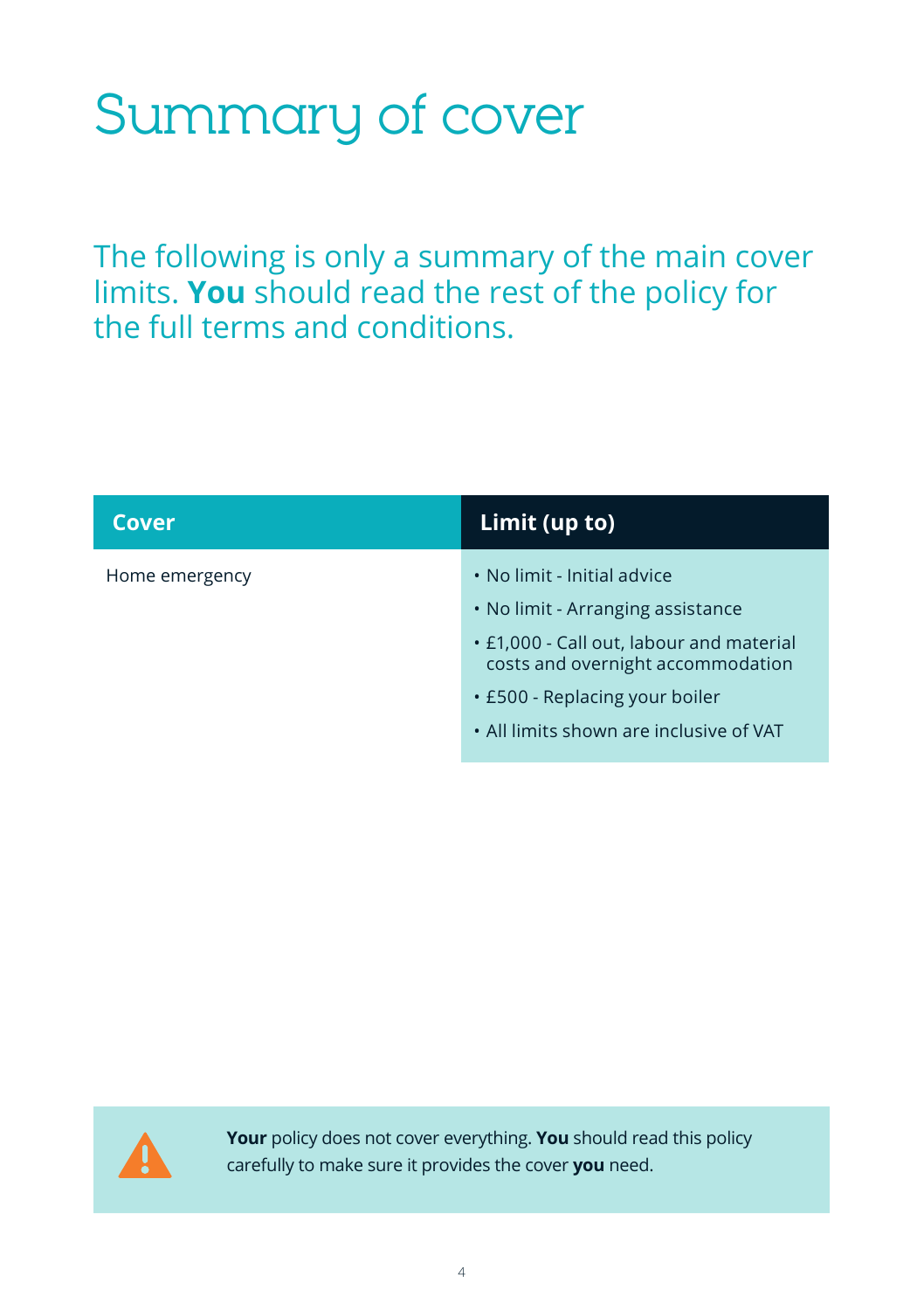# Summary of cover

The following is only a summary of the main cover limits. **You** should read the rest of the policy for the full terms and conditions.

| Cover | Limit (up to) |
| --- | --- |
| Home emergency | • No limit - Initial advice<br>• No limit - Arranging assistance<br>• £1,000 - Call out, labour and material costs and overnight accommodation<br>• £500 - Replacing your boiler<br>• All limits shown are inclusive of VAT |

**Your** policy does not cover everything. **You** should read this policy carefully to make sure it provides the cover **you** need.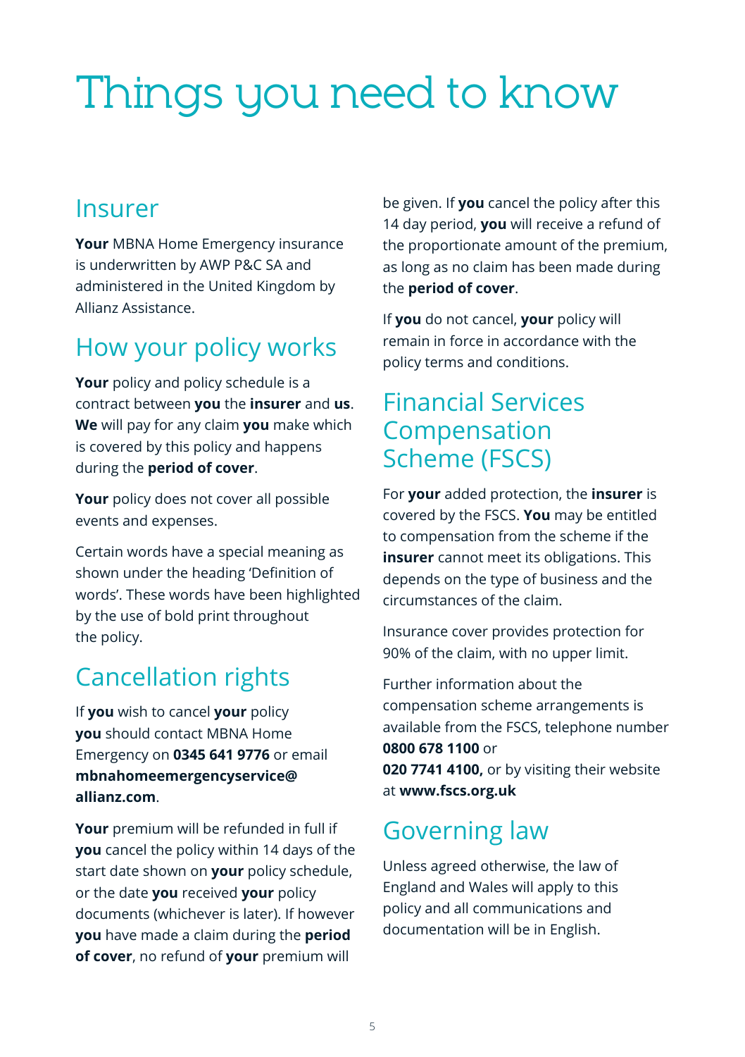# Things you need to know

## Insurer

**Your** MBNA Home Emergency insurance is underwritten by AWP P&C SA and administered in the United Kingdom by Allianz Assistance.

## How your policy works

**Your** policy and policy schedule is a contract between **you** the **insurer** and **us**. **We** will pay for any claim **you** make which is covered by this policy and happens during the **period of cover**.

**Your** policy does not cover all possible events and expenses.

Certain words have a special meaning as shown under the heading 'Definition of words'. These words have been highlighted by the use of bold print throughout the policy.

## Cancellation rights

If **you** wish to cancel **your** policy **you** should contact MBNA Home Emergency on **0345 641 9776** or email **mbnahomeemergencyservice@allianz.com**.

**Your** premium will be refunded in full if **you** cancel the policy within 14 days of the start date shown on **your** policy schedule, or the date **you** received **your** policy documents (whichever is later). If however **you** have made a claim during the **period of cover**, no refund of **your** premium will be given. If **you** cancel the policy after this 14 day period, **you** will receive a refund of the proportionate amount of the premium, as long as no claim has been made during the **period of cover**.

If **you** do not cancel, **your** policy will remain in force in accordance with the policy terms and conditions.

## Financial Services Compensation Scheme (FSCS)

For **your** added protection, the **insurer** is covered by the FSCS. **You** may be entitled to compensation from the scheme if the **insurer** cannot meet its obligations. This depends on the type of business and the circumstances of the claim.

Insurance cover provides protection for 90% of the claim, with no upper limit.

Further information about the compensation scheme arrangements is available from the FSCS, telephone number **0800 678 1100** or **020 7741 4100,** or by visiting their website at **www.fscs.org.uk**

## Governing law

Unless agreed otherwise, the law of England and Wales will apply to this policy and all communications and documentation will be in English.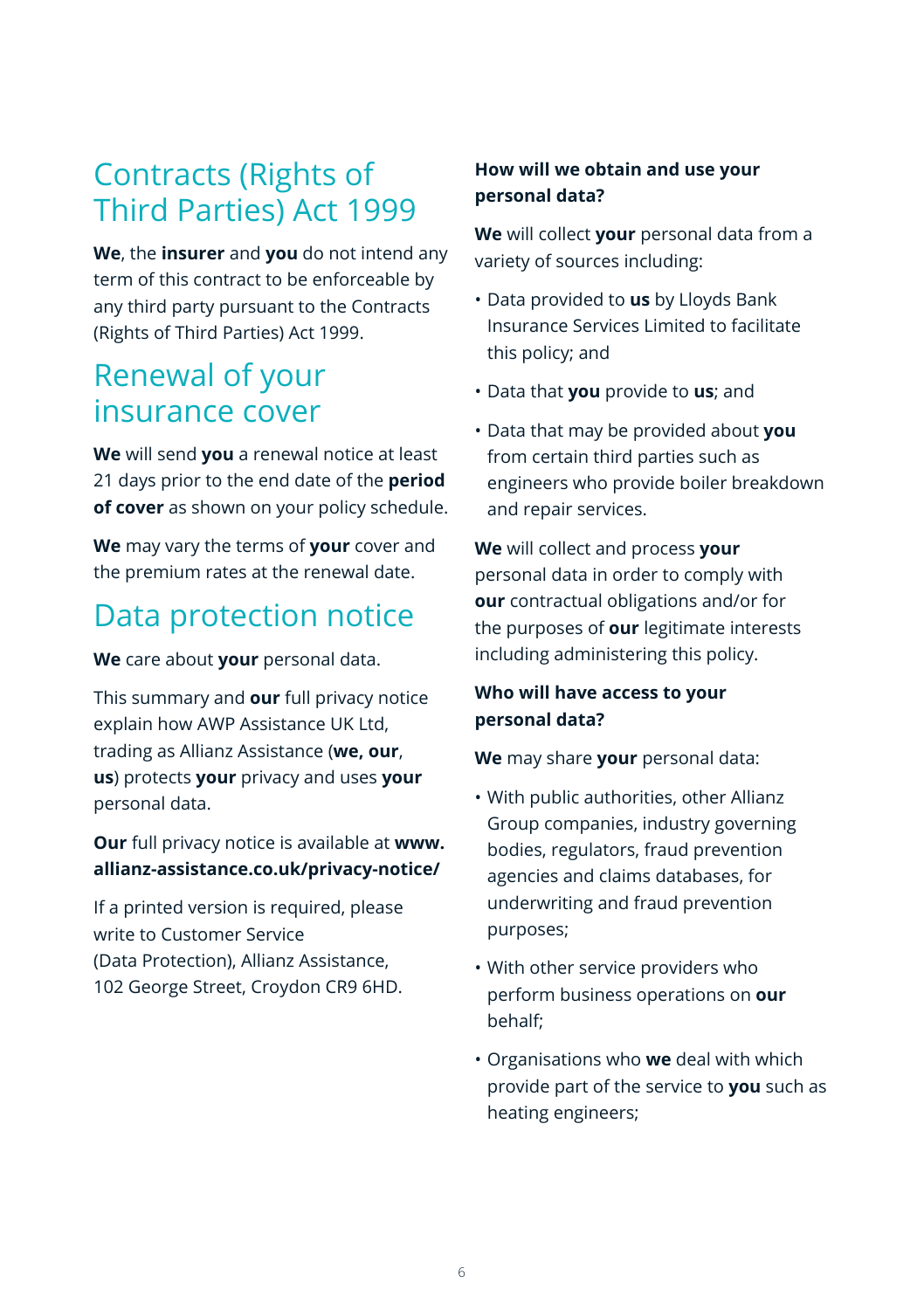## Contracts (Rights of Third Parties) Act 1999

**We**, the **insurer** and **you** do not intend any term of this contract to be enforceable by any third party pursuant to the Contracts (Rights of Third Parties) Act 1999.

## Renewal of your insurance cover

**We** will send **you** a renewal notice at least 21 days prior to the end date of the **period of cover** as shown on your policy schedule.

**We** may vary the terms of **your** cover and the premium rates at the renewal date.

## Data protection notice

**We** care about **your** personal data.

This summary and **our** full privacy notice explain how AWP Assistance UK Ltd, trading as Allianz Assistance (**we, our**, **us**) protects **your** privacy and uses **your** personal data.

**Our** full privacy notice is available at **www.allianz-assistance.co.uk/privacy-notice/**

If a printed version is required, please write to Customer Service (Data Protection), Allianz Assistance, 102 George Street, Croydon CR9 6HD.

### How will we obtain and use your personal data?

**We** will collect **your** personal data from a variety of sources including:

- Data provided to **us** by Lloyds Bank Insurance Services Limited to facilitate this policy; and
- Data that **you** provide to **us**; and
- Data that may be provided about **you** from certain third parties such as engineers who provide boiler breakdown and repair services.

**We** will collect and process **your** personal data in order to comply with **our** contractual obligations and/or for the purposes of **our** legitimate interests including administering this policy.

### Who will have access to your personal data?

**We** may share **your** personal data:

- With public authorities, other Allianz Group companies, industry governing bodies, regulators, fraud prevention agencies and claims databases, for underwriting and fraud prevention purposes;
- With other service providers who perform business operations on **our** behalf;
- Organisations who **we** deal with which provide part of the service to **you** such as heating engineers;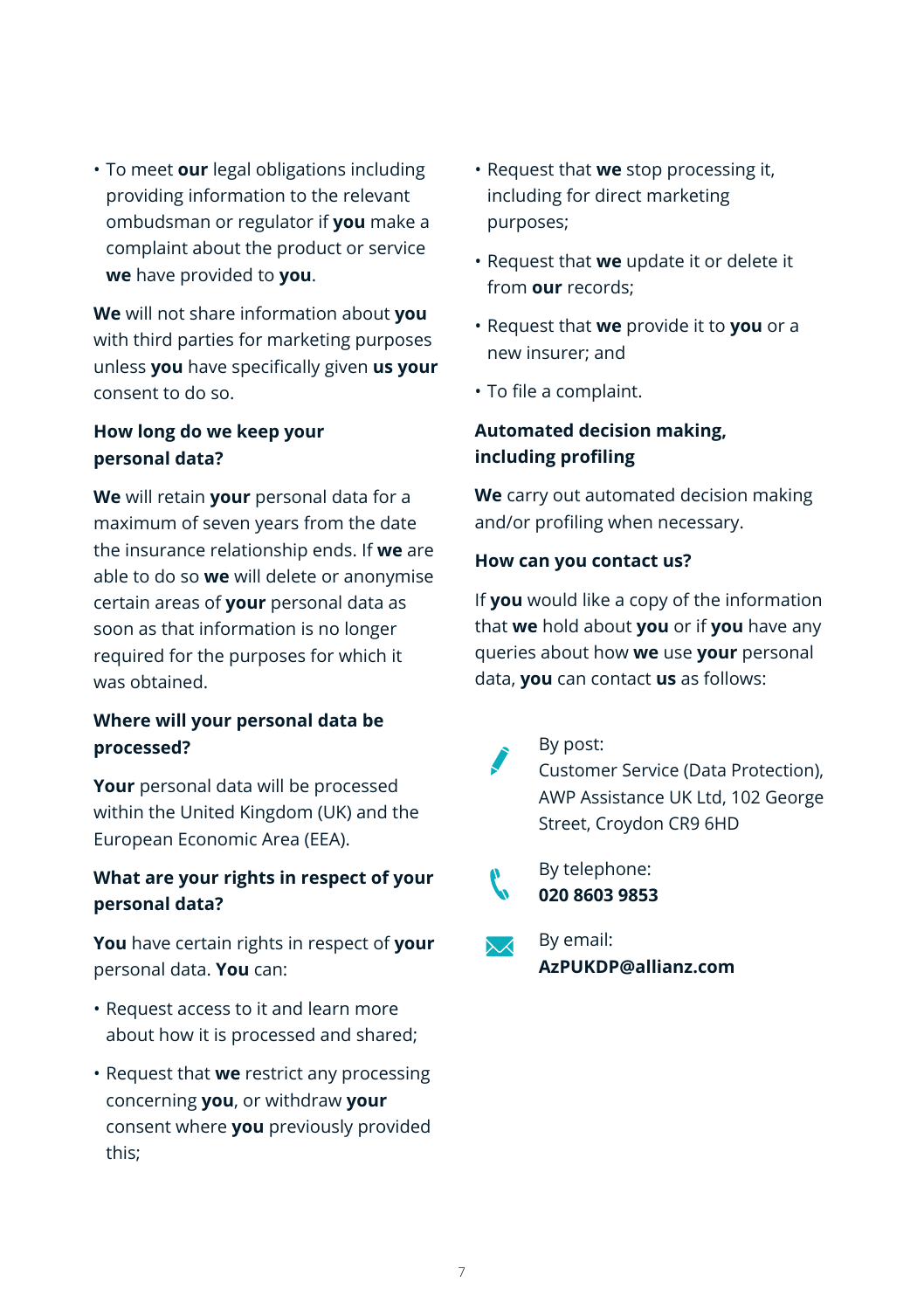- To meet **our** legal obligations including providing information to the relevant ombudsman or regulator if **you** make a complaint about the product or service **we** have provided to **you**.

**We** will not share information about **you** with third parties for marketing purposes unless **you** have specifically given **us your** consent to do so.

### How long do we keep your personal data?

**We** will retain **your** personal data for a maximum of seven years from the date the insurance relationship ends. If **we** are able to do so **we** will delete or anonymise certain areas of **your** personal data as soon as that information is no longer required for the purposes for which it was obtained.

### Where will your personal data be processed?

**Your** personal data will be processed within the United Kingdom (UK) and the European Economic Area (EEA).

### What are your rights in respect of your personal data?

**You** have certain rights in respect of **your** personal data. **You** can:

- Request access to it and learn more about how it is processed and shared;
- Request that **we** restrict any processing concerning **you**, or withdraw **your** consent where **you** previously provided this;
- Request that **we** stop processing it, including for direct marketing purposes;
- Request that **we** update it or delete it from **our** records;
- Request that **we** provide it to **you** or a new insurer; and
- To file a complaint.

### Automated decision making, including profiling

**We** carry out automated decision making and/or profiling when necessary.

### How can you contact us?

If **you** would like a copy of the information that **we** hold about **you** or if **you** have any queries about how **we** use **your** personal data, **you** can contact **us** as follows:

By post:
Customer Service (Data Protection), AWP Assistance UK Ltd, 102 George Street, Croydon CR9 6HD

By telephone:
**020 8603 9853**

By email:
**AzPUKDP@allianz.com**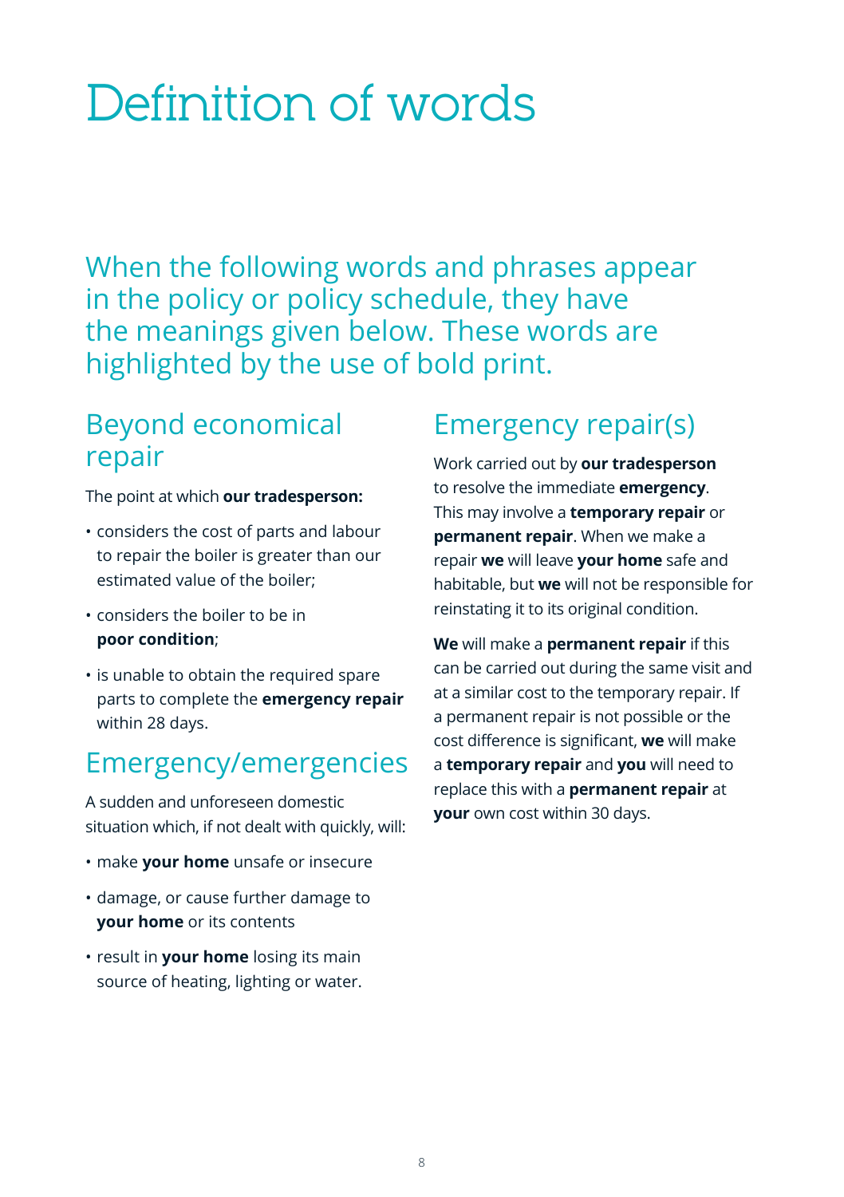# Definition of words

When the following words and phrases appear in the policy or policy schedule, they have the meanings given below. These words are highlighted by the use of bold print.

## Beyond economical repair

The point at which **our tradesperson:**

- considers the cost of parts and labour to repair the boiler is greater than our estimated value of the boiler;
- considers the boiler to be in **poor condition**;
- is unable to obtain the required spare parts to complete the **emergency repair** within 28 days.

## Emergency/emergencies

A sudden and unforeseen domestic situation which, if not dealt with quickly, will:

- make **your home** unsafe or insecure
- damage, or cause further damage to **your home** or its contents
- result in **your home** losing its main source of heating, lighting or water.

## Emergency repair(s)

Work carried out by **our tradesperson** to resolve the immediate **emergency**. This may involve a **temporary repair** or **permanent repair**. When we make a repair **we** will leave **your home** safe and habitable, but **we** will not be responsible for reinstating it to its original condition.

**We** will make a **permanent repair** if this can be carried out during the same visit and at a similar cost to the temporary repair. If a permanent repair is not possible or the cost difference is significant, **we** will make a **temporary repair** and **you** will need to replace this with a **permanent repair** at **your** own cost within 30 days.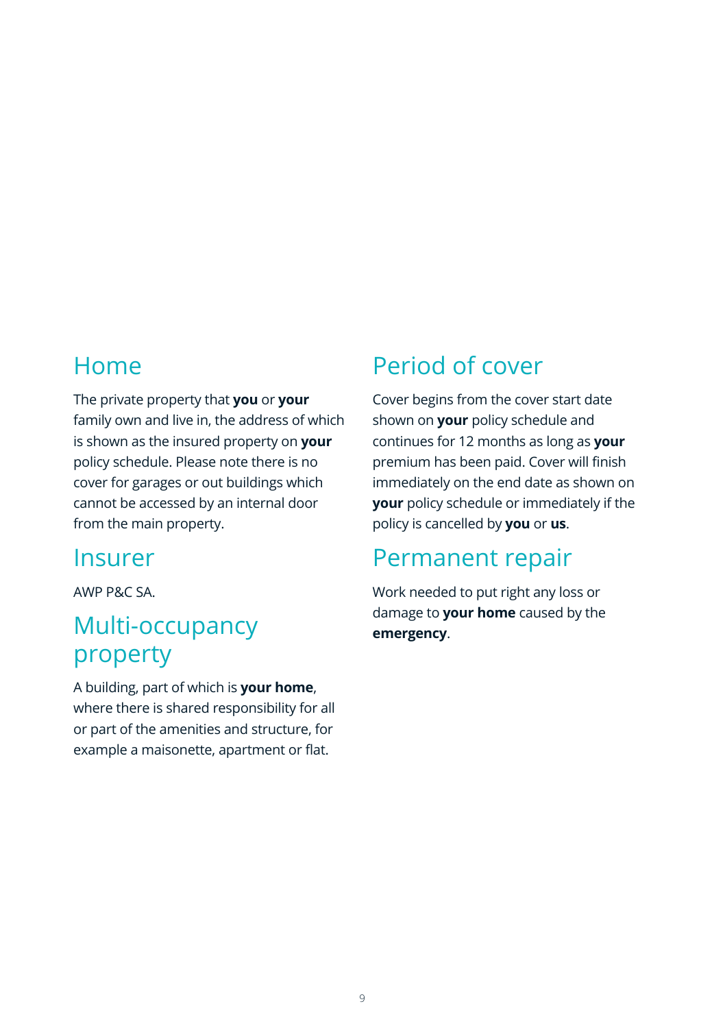## Home

The private property that **you** or **your** family own and live in, the address of which is shown as the insured property on **your** policy schedule. Please note there is no cover for garages or out buildings which cannot be accessed by an internal door from the main property.

## Insurer

AWP P&C SA.

## Multi-occupancy property

A building, part of which is **your home**, where there is shared responsibility for all or part of the amenities and structure, for example a maisonette, apartment or flat.

## Period of cover

Cover begins from the cover start date shown on **your** policy schedule and continues for 12 months as long as **your** premium has been paid. Cover will finish immediately on the end date as shown on **your** policy schedule or immediately if the policy is cancelled by **you** or **us**.

## Permanent repair

Work needed to put right any loss or damage to **your home** caused by the **emergency**.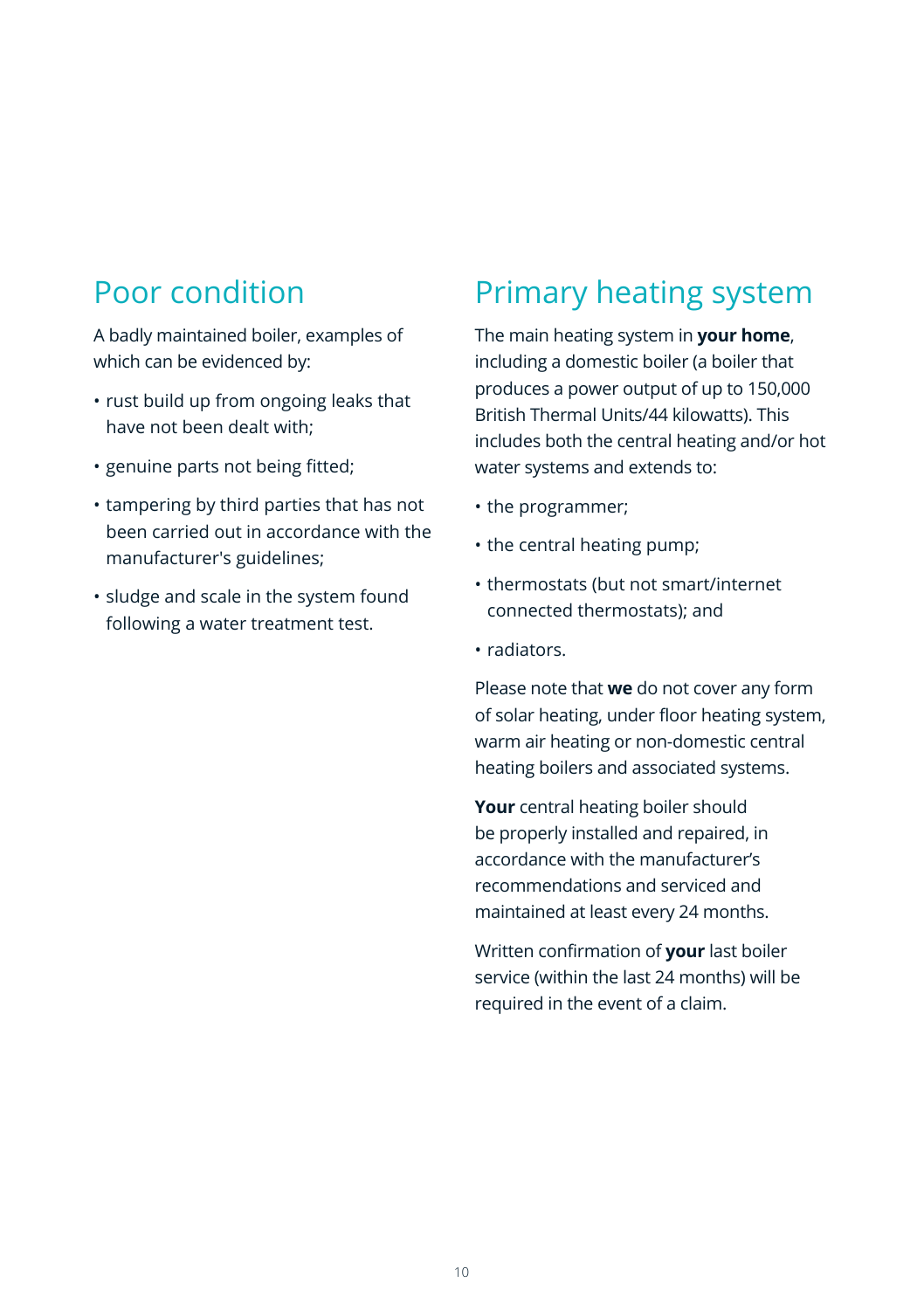## Poor condition

A badly maintained boiler, examples of which can be evidenced by:

- rust build up from ongoing leaks that have not been dealt with;
- genuine parts not being fitted;
- tampering by third parties that has not been carried out in accordance with the manufacturer's guidelines;
- sludge and scale in the system found following a water treatment test.

## Primary heating system

The main heating system in **your home**, including a domestic boiler (a boiler that produces a power output of up to 150,000 British Thermal Units/44 kilowatts). This includes both the central heating and/or hot water systems and extends to:

- the programmer;
- the central heating pump;
- thermostats (but not smart/internet connected thermostats); and
- radiators.

Please note that **we** do not cover any form of solar heating, under floor heating system, warm air heating or non-domestic central heating boilers and associated systems.

**Your** central heating boiler should be properly installed and repaired, in accordance with the manufacturer's recommendations and serviced and maintained at least every 24 months.

Written confirmation of **your** last boiler service (within the last 24 months) will be required in the event of a claim.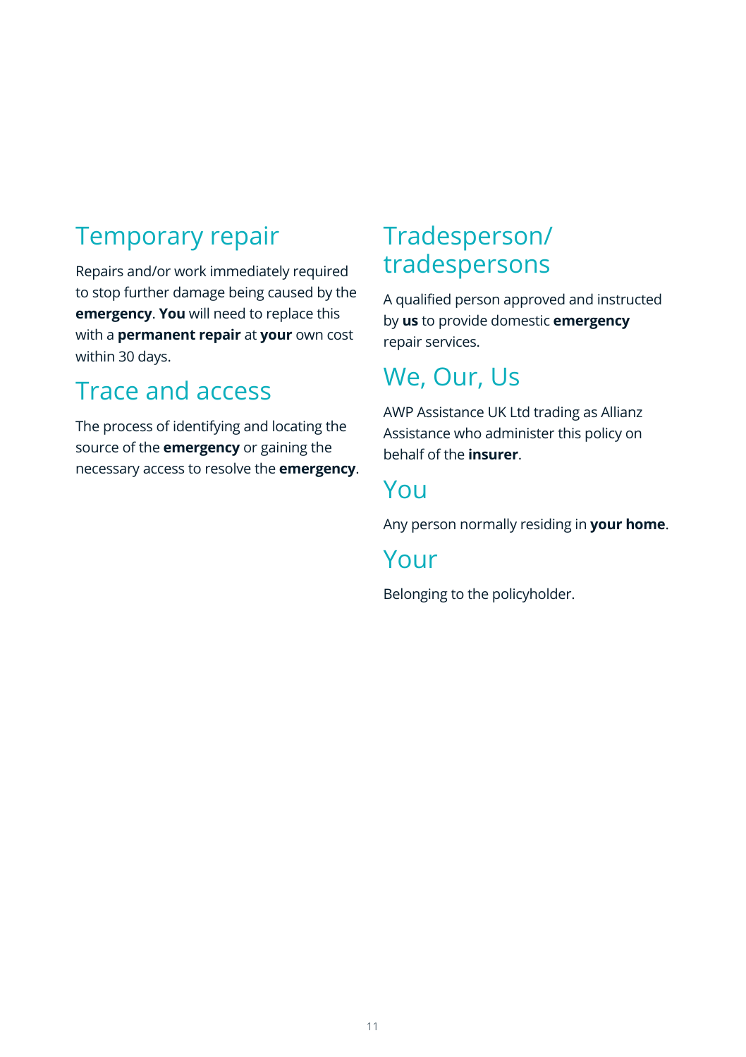## Temporary repair

Repairs and/or work immediately required to stop further damage being caused by the **emergency**. **You** will need to replace this with a **permanent repair** at **your** own cost within 30 days.

## Trace and access

The process of identifying and locating the source of the **emergency** or gaining the necessary access to resolve the **emergency**.

## Tradesperson/ tradespersons

A qualified person approved and instructed by **us** to provide domestic **emergency** repair services.

## We, Our, Us

AWP Assistance UK Ltd trading as Allianz Assistance who administer this policy on behalf of the **insurer**.

## You

Any person normally residing in **your home**.

## Your

Belonging to the policyholder.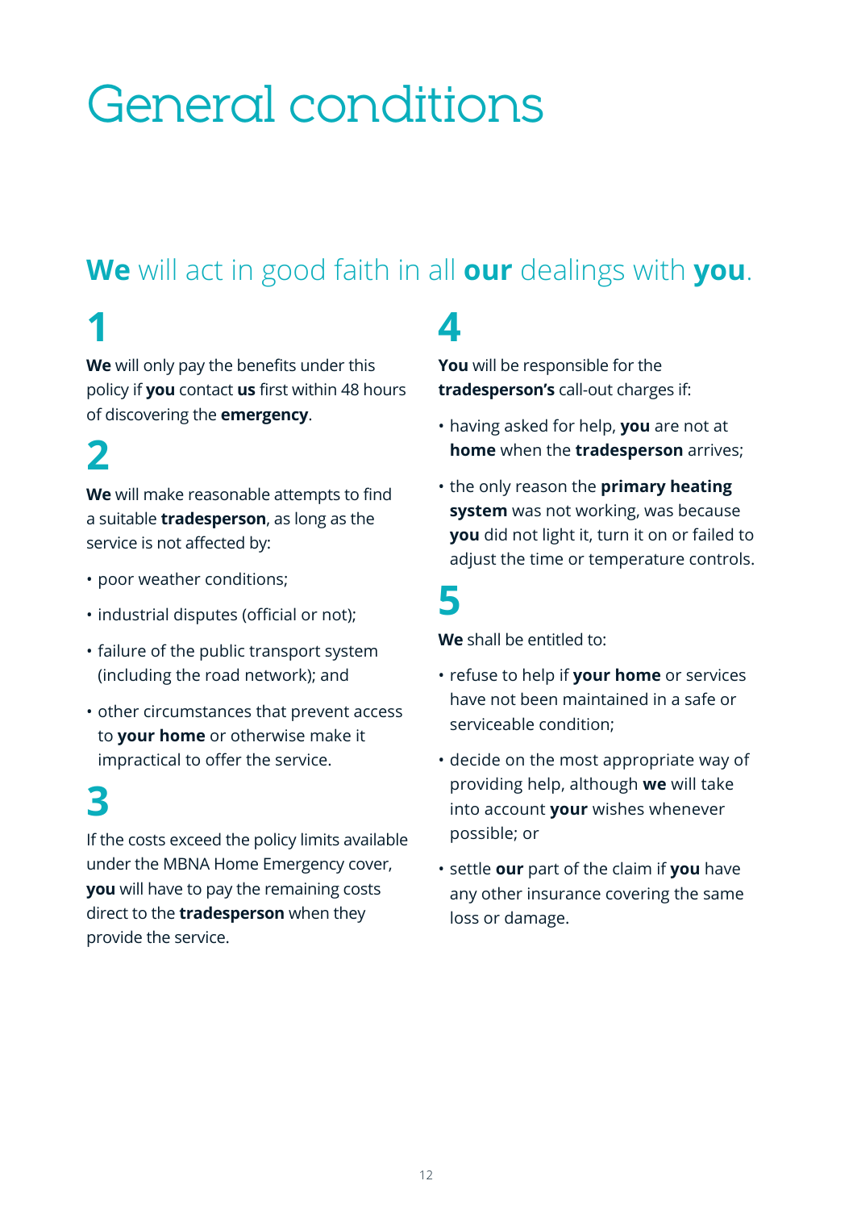# General conditions

## **We** will act in good faith in all **our** dealings with **you**.

### 1

**We** will only pay the benefits under this policy if **you** contact **us** first within 48 hours of discovering the **emergency**.

### 2

**We** will make reasonable attempts to find a suitable **tradesperson**, as long as the service is not affected by:

- poor weather conditions;
- industrial disputes (official or not);
- failure of the public transport system (including the road network); and
- other circumstances that prevent access to **your home** or otherwise make it impractical to offer the service.

### 3

If the costs exceed the policy limits available under the MBNA Home Emergency cover, **you** will have to pay the remaining costs direct to the **tradesperson** when they provide the service.

### 4

**You** will be responsible for the **tradesperson's** call-out charges if:

- having asked for help, **you** are not at **home** when the **tradesperson** arrives;
- the only reason the **primary heating system** was not working, was because **you** did not light it, turn it on or failed to adjust the time or temperature controls.

### 5

**We** shall be entitled to:

- refuse to help if **your home** or services have not been maintained in a safe or serviceable condition;
- decide on the most appropriate way of providing help, although **we** will take into account **your** wishes whenever possible; or
- settle **our** part of the claim if **you** have any other insurance covering the same loss or damage.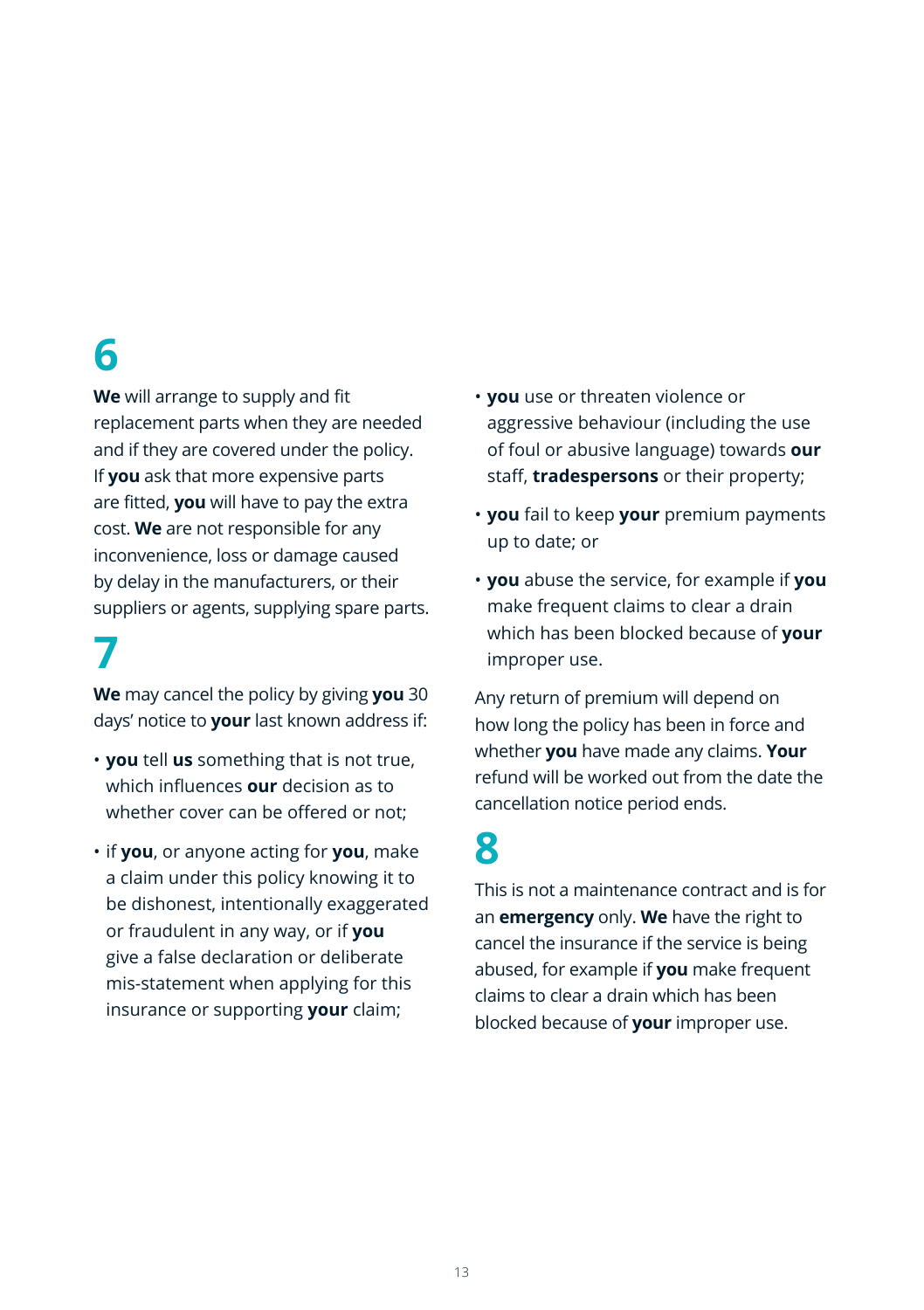## 6

**We** will arrange to supply and fit replacement parts when they are needed and if they are covered under the policy. If **you** ask that more expensive parts are fitted, **you** will have to pay the extra cost. **We** are not responsible for any inconvenience, loss or damage caused by delay in the manufacturers, or their suppliers or agents, supplying spare parts.

## 7

**We** may cancel the policy by giving **you** 30 days' notice to **your** last known address if:

- **you** tell **us** something that is not true, which influences **our** decision as to whether cover can be offered or not;
- if **you**, or anyone acting for **you**, make a claim under this policy knowing it to be dishonest, intentionally exaggerated or fraudulent in any way, or if **you** give a false declaration or deliberate mis-statement when applying for this insurance or supporting **your** claim;
- **you** use or threaten violence or aggressive behaviour (including the use of foul or abusive language) towards **our** staff, **tradespersons** or their property;
- **you** fail to keep **your** premium payments up to date; or
- **you** abuse the service, for example if **you** make frequent claims to clear a drain which has been blocked because of **your** improper use.

Any return of premium will depend on how long the policy has been in force and whether **you** have made any claims. **Your** refund will be worked out from the date the cancellation notice period ends.

## 8

This is not a maintenance contract and is for an **emergency** only. **We** have the right to cancel the insurance if the service is being abused, for example if **you** make frequent claims to clear a drain which has been blocked because of **your** improper use.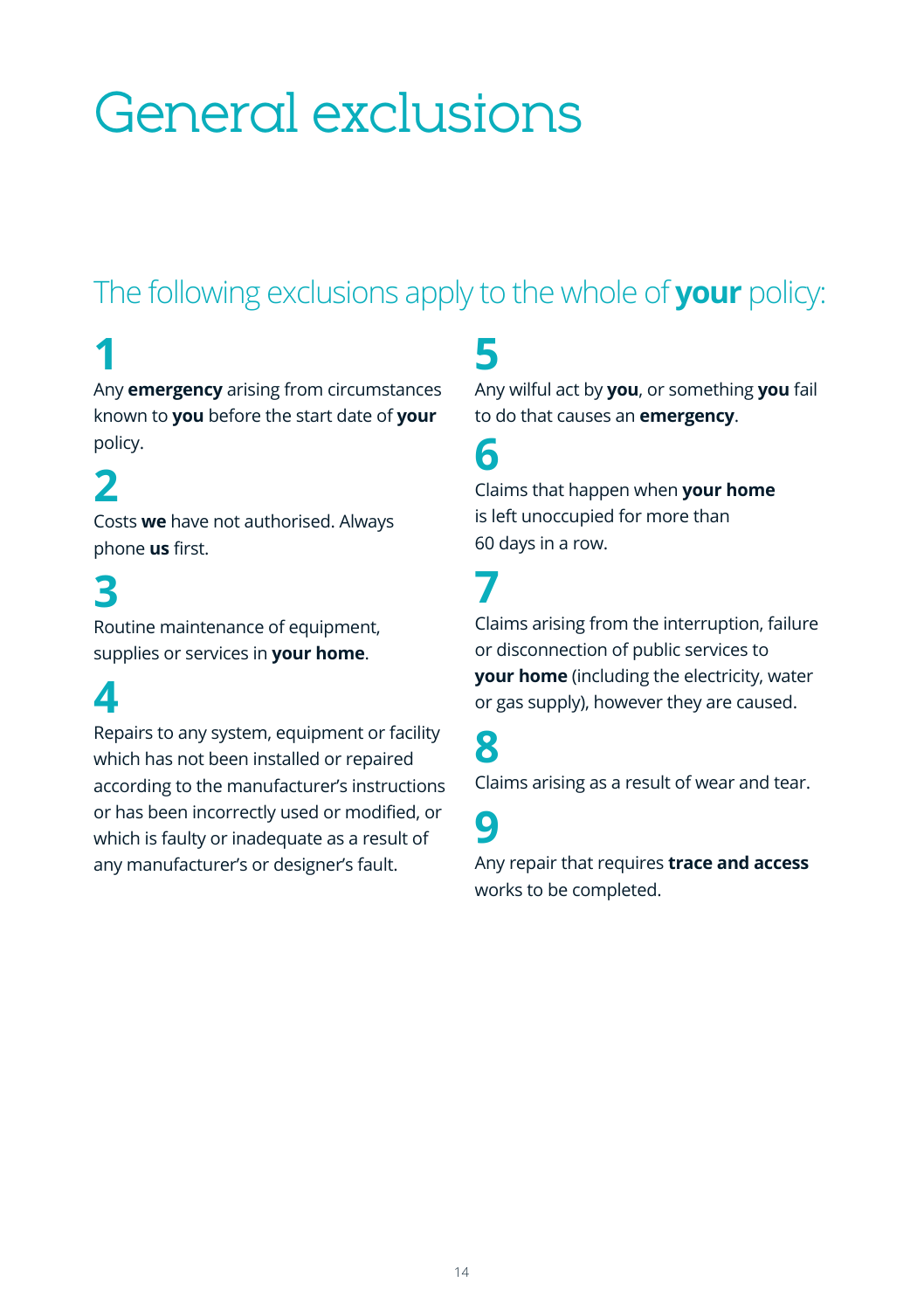# General exclusions

## The following exclusions apply to the whole of **your** policy:

**1**

Any **emergency** arising from circumstances known to **you** before the start date of **your** policy.

**2**

Costs **we** have not authorised. Always phone **us** first.

**3**

Routine maintenance of equipment, supplies or services in **your home**.

**4**

Repairs to any system, equipment or facility which has not been installed or repaired according to the manufacturer's instructions or has been incorrectly used or modified, or which is faulty or inadequate as a result of any manufacturer's or designer's fault.

**5**

Any wilful act by **you**, or something **you** fail to do that causes an **emergency**.

**6**

Claims that happen when **your home** is left unoccupied for more than 60 days in a row.

**7**

Claims arising from the interruption, failure or disconnection of public services to **your home** (including the electricity, water or gas supply), however they are caused.

**8**

Claims arising as a result of wear and tear.

**9**

Any repair that requires **trace and access** works to be completed.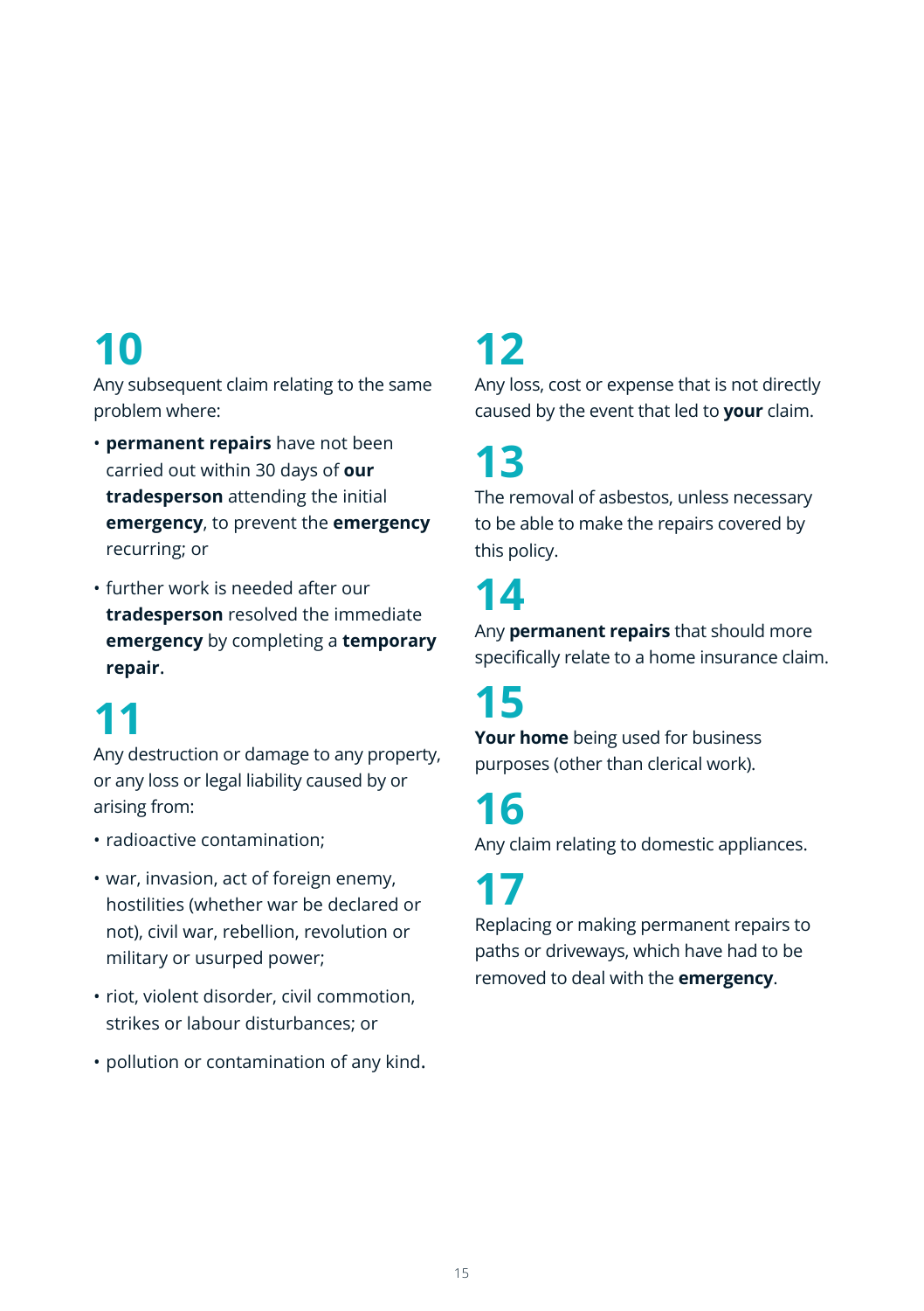## 10

Any subsequent claim relating to the same problem where:

- **permanent repairs** have not been carried out within 30 days of **our tradesperson** attending the initial **emergency**, to prevent the **emergency** recurring; or
- further work is needed after our **tradesperson** resolved the immediate **emergency** by completing a **temporary repair**.

## 11

Any destruction or damage to any property, or any loss or legal liability caused by or arising from:

- radioactive contamination;
- war, invasion, act of foreign enemy, hostilities (whether war be declared or not), civil war, rebellion, revolution or military or usurped power;
- riot, violent disorder, civil commotion, strikes or labour disturbances; or
- pollution or contamination of any kind.

## 12

Any loss, cost or expense that is not directly caused by the event that led to **your** claim.

## 13

The removal of asbestos, unless necessary to be able to make the repairs covered by this policy.

## 14

Any **permanent repairs** that should more specifically relate to a home insurance claim.

## 15

**Your home** being used for business purposes (other than clerical work).

## 16

Any claim relating to domestic appliances.

## 17

Replacing or making permanent repairs to paths or driveways, which have had to be removed to deal with the **emergency**.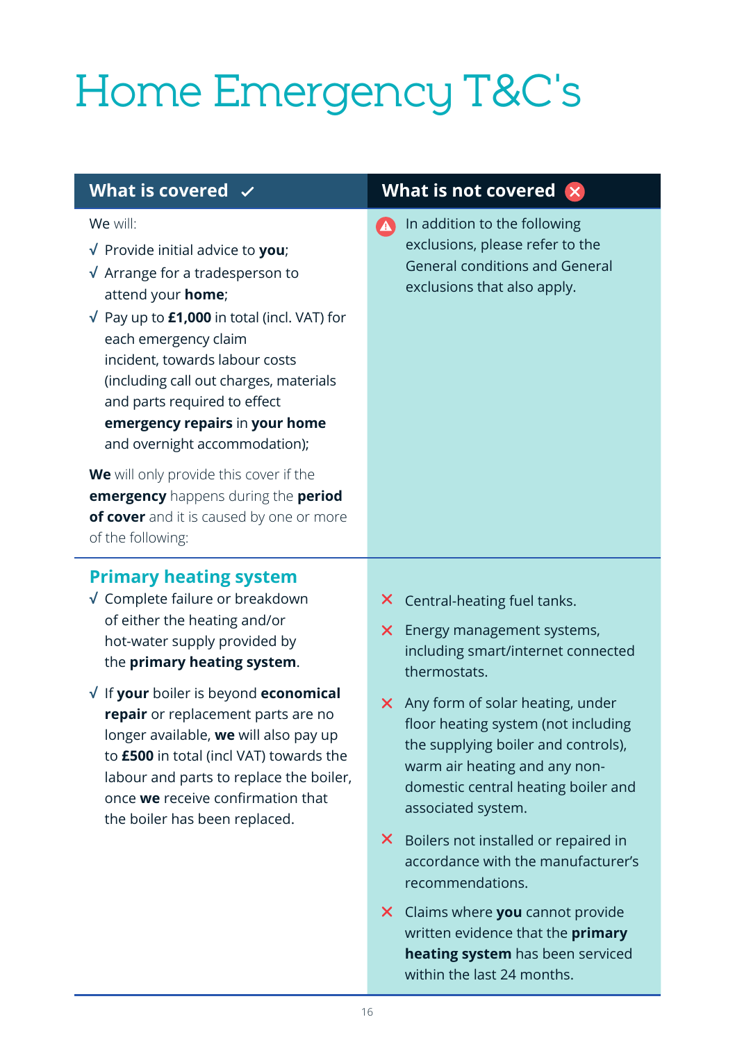# Home Emergency T&C's

| What is covered ✓ | What is not covered ✗ |
|---|---|
| We will:<br>√ Provide initial advice to **you**;<br>√ Arrange for a tradesperson to attend your **home**;<br>√ Pay up to **£1,000** in total (incl. VAT) for each emergency claim incident, towards labour costs (including call out charges, materials and parts required to effect **emergency repairs** in **your home** and overnight accommodation);<br><br>**We** will only provide this cover if the **emergency** happens during the **period of cover** and it is caused by one or more of the following: | In addition to the following exclusions, please refer to the General conditions and General exclusions that also apply. |
| **Primary heating system**<br>√ Complete failure or breakdown of either the heating and/or hot-water supply provided by the **primary heating system**.<br><br>√ If **your** boiler is beyond **economical repair** or replacement parts are no longer available, **we** will also pay up to **£500** in total (incl VAT) towards the labour and parts to replace the boiler, once **we** receive confirmation that the boiler has been replaced. | ✗ Central-heating fuel tanks.<br><br>✗ Energy management systems, including smart/internet connected thermostats.<br><br>✗ Any form of solar heating, under floor heating system (not including the supplying boiler and controls), warm air heating and any non-domestic central heating boiler and associated system.<br><br>✗ Boilers not installed or repaired in accordance with the manufacturer's recommendations.<br><br>✗ Claims where **you** cannot provide written evidence that the **primary heating system** has been serviced within the last 24 months. |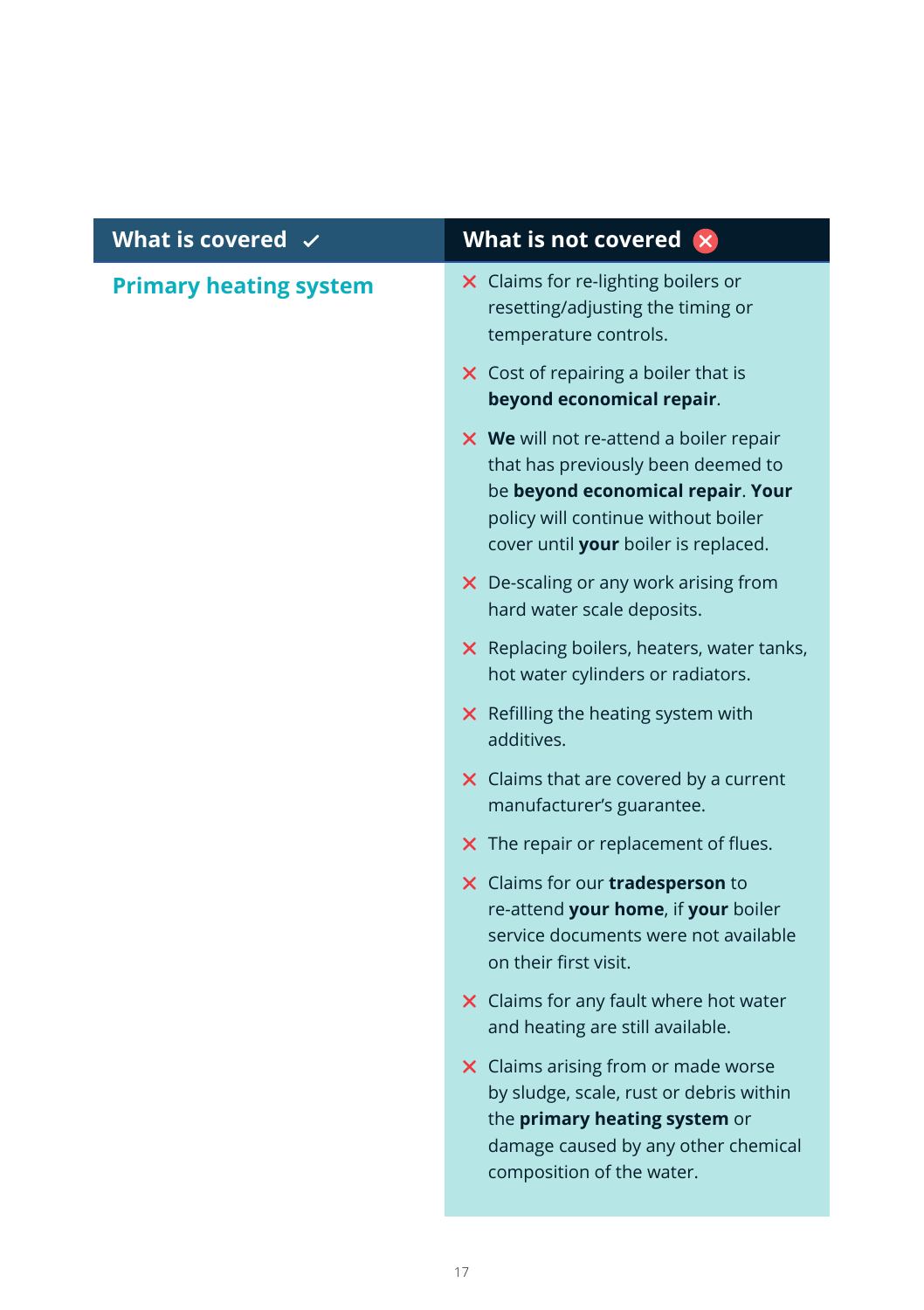| What is covered ✓ | What is not covered ✗ |
| --- | --- |
| **Primary heating system** | ✗ Claims for re-lighting boilers or resetting/adjusting the timing or temperature controls.<br><br>✗ Cost of repairing a boiler that is **beyond economical repair**.<br><br>✗ **We** will not re-attend a boiler repair that has previously been deemed to be **beyond economical repair**. **Your** policy will continue without boiler cover until **your** boiler is replaced.<br><br>✗ De-scaling or any work arising from hard water scale deposits.<br><br>✗ Replacing boilers, heaters, water tanks, hot water cylinders or radiators.<br><br>✗ Refilling the heating system with additives.<br><br>✗ Claims that are covered by a current manufacturer's guarantee.<br><br>✗ The repair or replacement of flues.<br><br>✗ Claims for our **tradesperson** to re-attend **your home**, if **your** boiler service documents were not available on their first visit.<br><br>✗ Claims for any fault where hot water and heating are still available.<br><br>✗ Claims arising from or made worse by sludge, scale, rust or debris within the **primary heating system** or damage caused by any other chemical composition of the water. |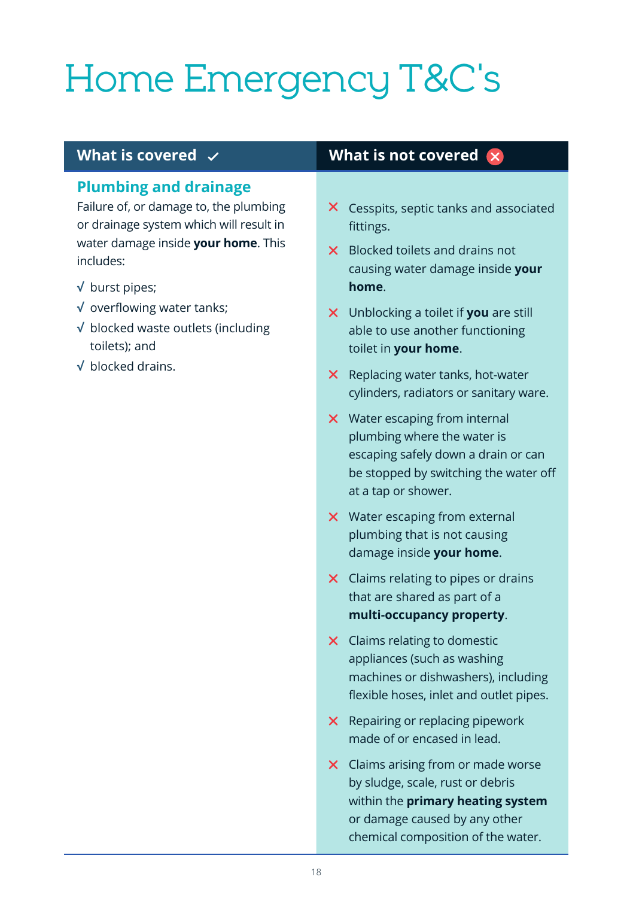# Home Emergency T&C's

## What is covered ✓

### Plumbing and drainage

Failure of, or damage to, the plumbing or drainage system which will result in water damage inside **your home**. This includes:

- √ burst pipes;
- √ overflowing water tanks;
- √ blocked waste outlets (including toilets); and
- √ blocked drains.

## What is not covered ✗

- ✗ Cesspits, septic tanks and associated fittings.
- ✗ Blocked toilets and drains not causing water damage inside **your home**.
- ✗ Unblocking a toilet if **you** are still able to use another functioning toilet in **your home**.
- ✗ Replacing water tanks, hot-water cylinders, radiators or sanitary ware.
- ✗ Water escaping from internal plumbing where the water is escaping safely down a drain or can be stopped by switching the water off at a tap or shower.
- ✗ Water escaping from external plumbing that is not causing damage inside **your home**.
- ✗ Claims relating to pipes or drains that are shared as part of a **multi-occupancy property**.
- ✗ Claims relating to domestic appliances (such as washing machines or dishwashers), including flexible hoses, inlet and outlet pipes.
- ✗ Repairing or replacing pipework made of or encased in lead.
- ✗ Claims arising from or made worse by sludge, scale, rust or debris within the **primary heating system** or damage caused by any other chemical composition of the water.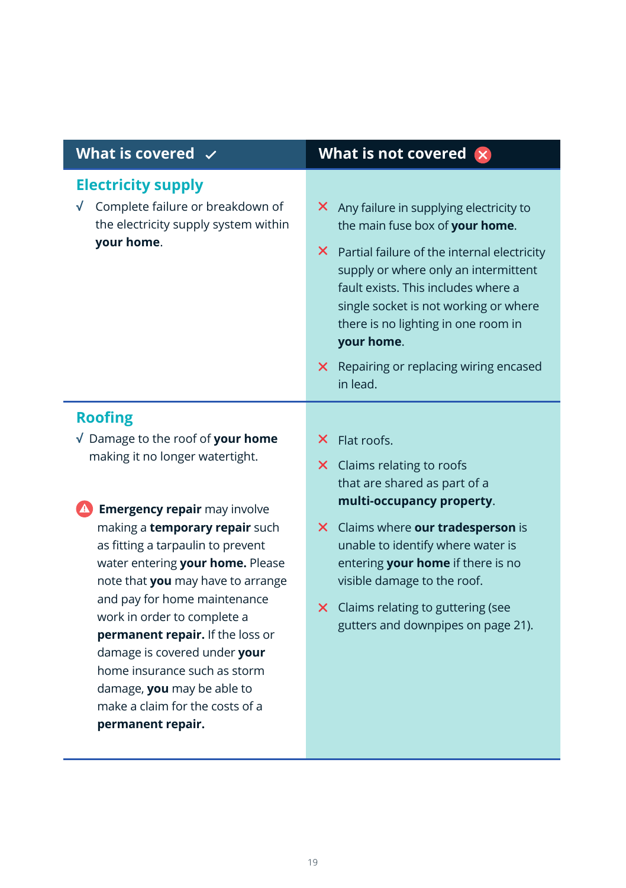| What is covered ✓ | What is not covered ✗ |
|---|---|
| **Electricity supply**<br>√ Complete failure or breakdown of the electricity supply system within **your home**. | ✗ Any failure in supplying electricity to the main fuse box of **your home**.<br>✗ Partial failure of the internal electricity supply or where only an intermittent fault exists. This includes where a single socket is not working or where there is no lighting in one room in **your home**.<br>✗ Repairing or replacing wiring encased in lead. |
| **Roofing**<br>√ Damage to the roof of **your home** making it no longer watertight.<br><br>⚠ **Emergency repair** may involve making a **temporary repair** such as fitting a tarpaulin to prevent water entering **your home.** Please note that **you** may have to arrange and pay for home maintenance work in order to complete a **permanent repair.** If the loss or damage is covered under **your** home insurance such as storm damage, **you** may be able to make a claim for the costs of a **permanent repair.** | ✗ Flat roofs.<br>✗ Claims relating to roofs that are shared as part of a **multi-occupancy property**.<br>✗ Claims where **our tradesperson** is unable to identify where water is entering **your home** if there is no visible damage to the roof.<br>✗ Claims relating to guttering (see gutters and downpipes on page 21). |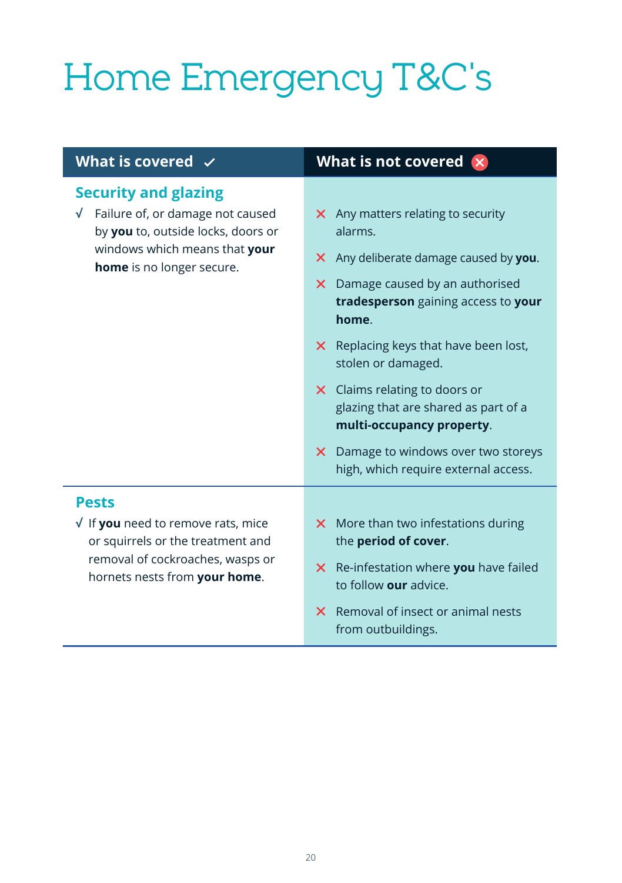# Home Emergency T&C's

| What is covered ✓ | What is not covered ✗ |
|---|---|
| **Security and glazing**<br>√ Failure of, or damage not caused by **you** to, outside locks, doors or windows which means that **your home** is no longer secure. | ✗ Any matters relating to security alarms.<br>✗ Any deliberate damage caused by **you**.<br>✗ Damage caused by an authorised **tradesperson** gaining access to **your home**.<br>✗ Replacing keys that have been lost, stolen or damaged.<br>✗ Claims relating to doors or glazing that are shared as part of a **multi-occupancy property**.<br>✗ Damage to windows over two storeys high, which require external access. |
| **Pests**<br>√ If **you** need to remove rats, mice or squirrels or the treatment and removal of cockroaches, wasps or hornets nests from **your home**. | ✗ More than two infestations during the **period of cover**.<br>✗ Re-infestation where **you** have failed to follow **our** advice.<br>✗ Removal of insect or animal nests from outbuildings. |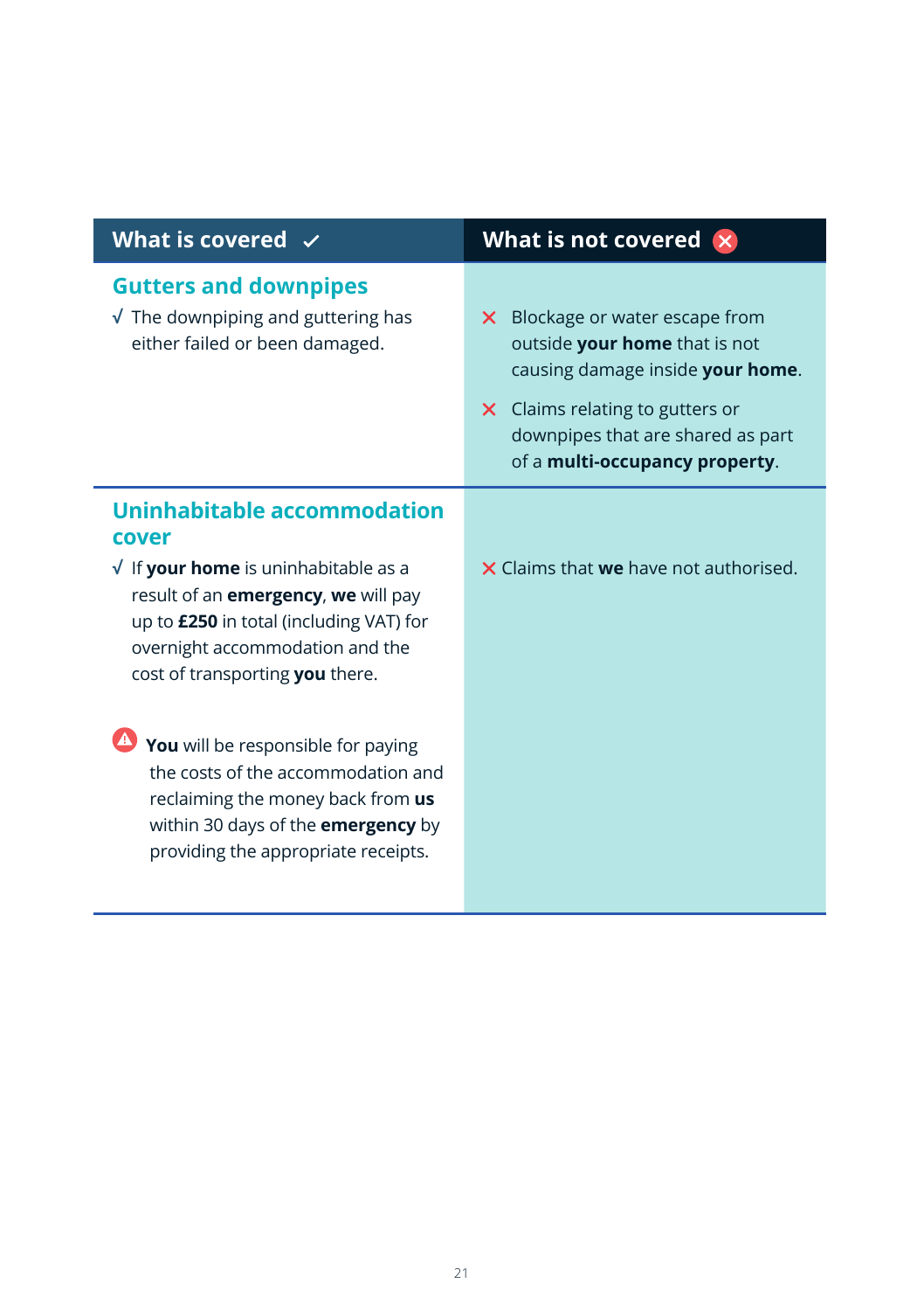| What is covered ✓ | What is not covered ✗ |
| --- | --- |
| **Gutters and downpipes**<br>√ The downpiping and guttering has either failed or been damaged. | ✗ Blockage or water escape from outside **your home** that is not causing damage inside **your home**.<br>✗ Claims relating to gutters or downpipes that are shared as part of a **multi-occupancy property**. |
| **Uninhabitable accommodation cover**<br>√ If **your home** is uninhabitable as a result of an **emergency**, **we** will pay up to **£250** in total (including VAT) for overnight accommodation and the cost of transporting **you** there.<br><br>⚠ **You** will be responsible for paying the costs of the accommodation and reclaiming the money back from **us** within 30 days of the **emergency** by providing the appropriate receipts. | ✗ Claims that **we** have not authorised. |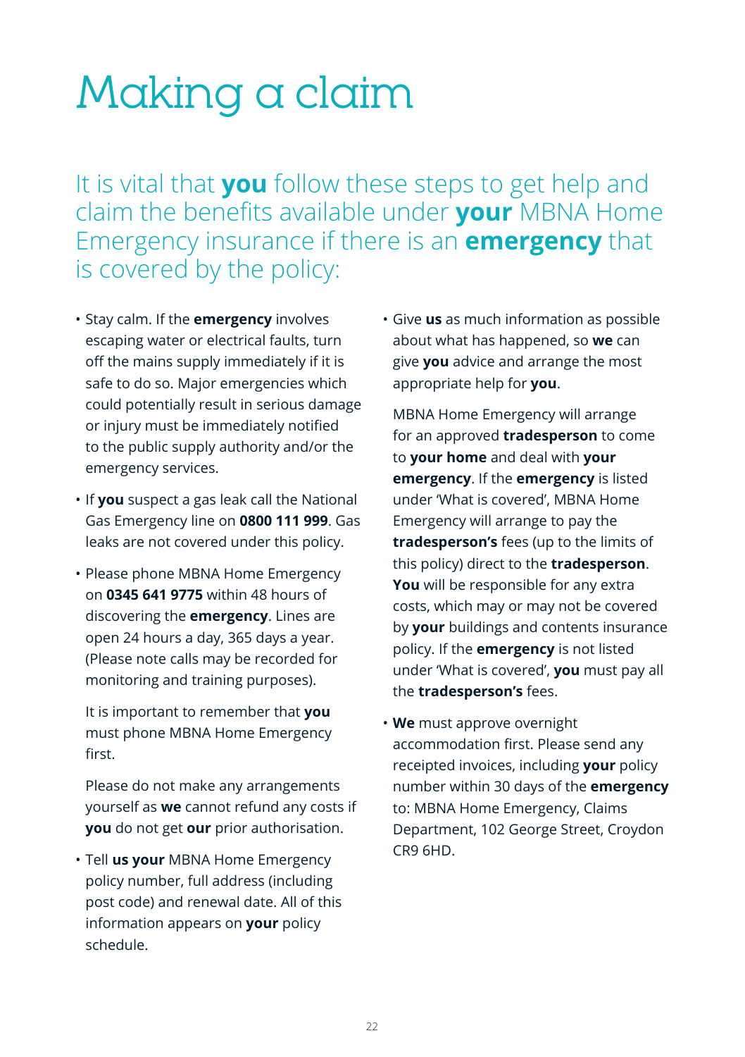# Making a claim

It is vital that **you** follow these steps to get help and claim the benefits available under **your** MBNA Home Emergency insurance if there is an **emergency** that is covered by the policy:

- Stay calm. If the **emergency** involves escaping water or electrical faults, turn off the mains supply immediately if it is safe to do so. Major emergencies which could potentially result in serious damage or injury must be immediately notified to the public supply authority and/or the emergency services.
- If **you** suspect a gas leak call the National Gas Emergency line on **0800 111 999**. Gas leaks are not covered under this policy.
- Please phone MBNA Home Emergency on **0345 641 9775** within 48 hours of discovering the **emergency**. Lines are open 24 hours a day, 365 days a year. (Please note calls may be recorded for monitoring and training purposes).

  It is important to remember that **you** must phone MBNA Home Emergency first.

  Please do not make any arrangements yourself as **we** cannot refund any costs if **you** do not get **our** prior authorisation.
- Tell **us your** MBNA Home Emergency policy number, full address (including post code) and renewal date. All of this information appears on **your** policy schedule.
- Give **us** as much information as possible about what has happened, so **we** can give **you** advice and arrange the most appropriate help for **you**.

  MBNA Home Emergency will arrange for an approved **tradesperson** to come to **your home** and deal with **your emergency**. If the **emergency** is listed under 'What is covered', MBNA Home Emergency will arrange to pay the **tradesperson's** fees (up to the limits of this policy) direct to the **tradesperson**. **You** will be responsible for any extra costs, which may or may not be covered by **your** buildings and contents insurance policy. If the **emergency** is not listed under 'What is covered', **you** must pay all the **tradesperson's** fees.
- **We** must approve overnight accommodation first. Please send any receipted invoices, including **your** policy number within 30 days of the **emergency** to: MBNA Home Emergency, Claims Department, 102 George Street, Croydon CR9 6HD.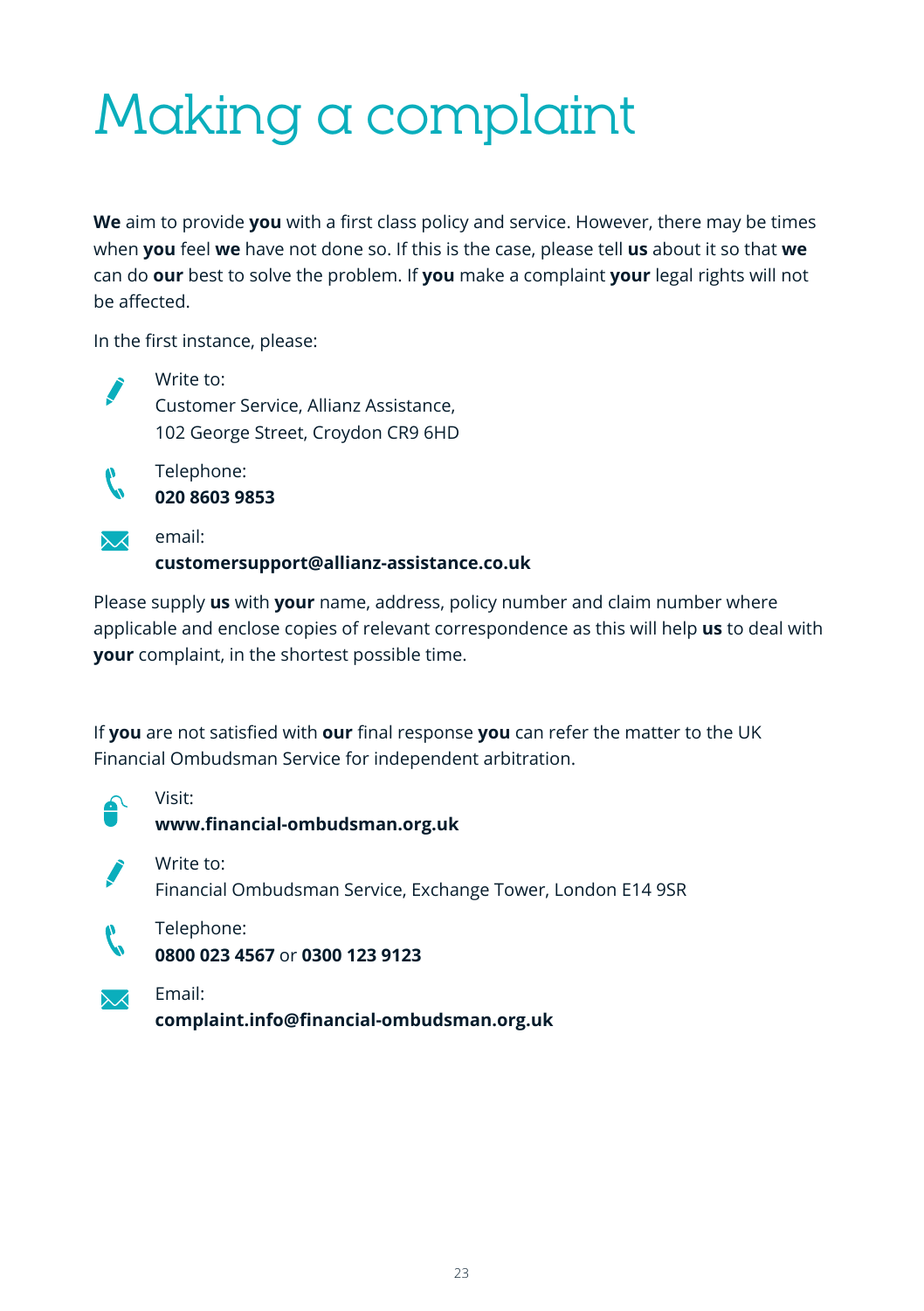# Making a complaint

**We** aim to provide **you** with a first class policy and service. However, there may be times when **you** feel **we** have not done so. If this is the case, please tell **us** about it so that **we** can do **our** best to solve the problem. If **you** make a complaint **your** legal rights will not be affected.

In the first instance, please:

Write to:
Customer Service, Allianz Assistance,
102 George Street, Croydon CR9 6HD

Telephone:
**020 8603 9853**

email:
**customersupport@allianz-assistance.co.uk**

Please supply **us** with **your** name, address, policy number and claim number where applicable and enclose copies of relevant correspondence as this will help **us** to deal with **your** complaint, in the shortest possible time.

If **you** are not satisfied with **our** final response **you** can refer the matter to the UK Financial Ombudsman Service for independent arbitration.

Visit:
**www.financial-ombudsman.org.uk**

Write to:
Financial Ombudsman Service, Exchange Tower, London E14 9SR

Telephone:
**0800 023 4567** or **0300 123 9123**

Email:
**complaint.info@financial-ombudsman.org.uk**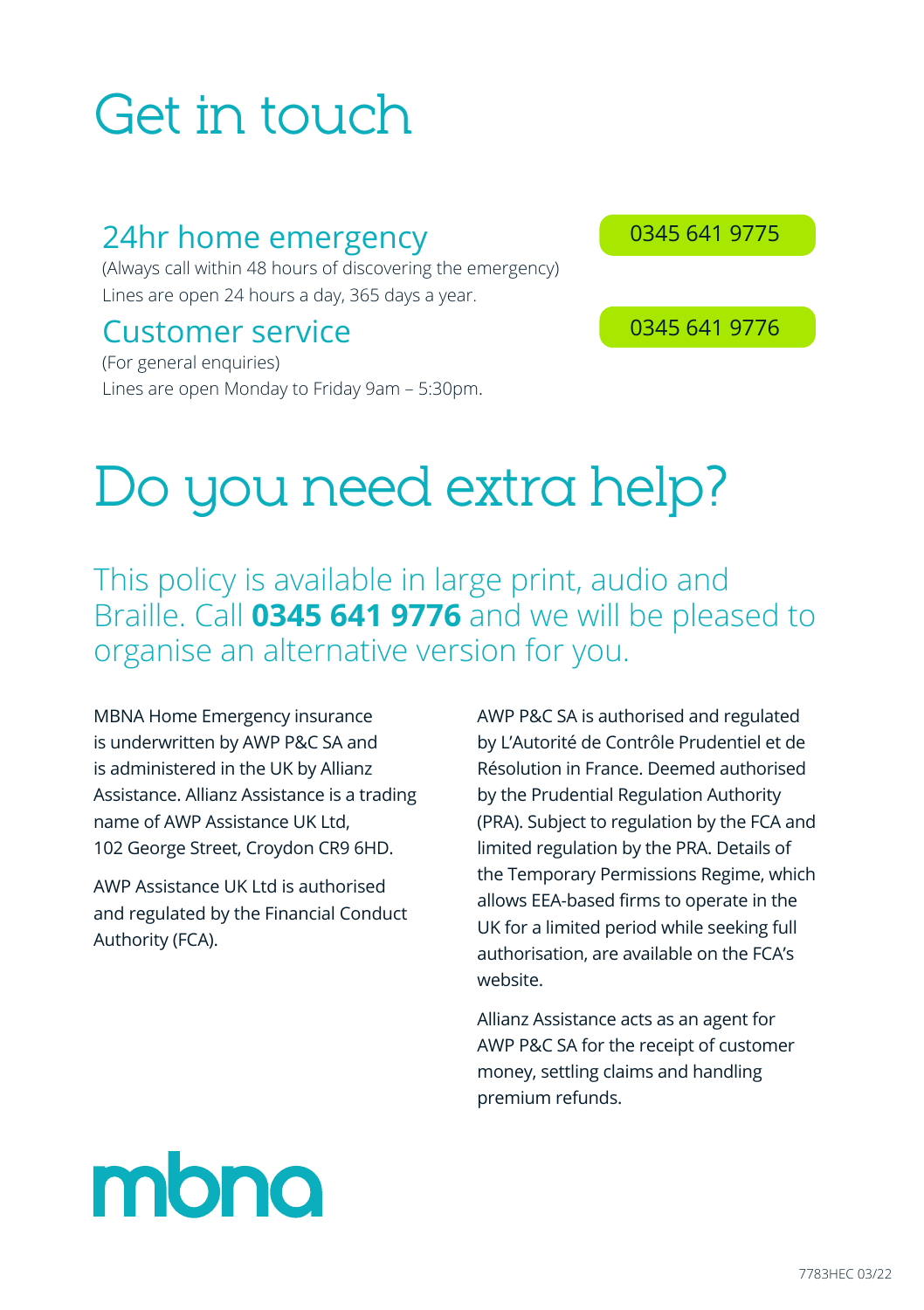# Get in touch

## 24hr home emergency

(Always call within 48 hours of discovering the emergency)
Lines are open 24 hours a day, 365 days a year.

0345 641 9775

## Customer service

(For general enquiries)
Lines are open Monday to Friday 9am – 5:30pm.

0345 641 9776

# Do you need extra help?

This policy is available in large print, audio and Braille. Call **0345 641 9776** and we will be pleased to organise an alternative version for you.

MBNA Home Emergency insurance is underwritten by AWP P&C SA and is administered in the UK by Allianz Assistance. Allianz Assistance is a trading name of AWP Assistance UK Ltd, 102 George Street, Croydon CR9 6HD.

AWP Assistance UK Ltd is authorised and regulated by the Financial Conduct Authority (FCA).

AWP P&C SA is authorised and regulated by L'Autorité de Contrôle Prudentiel et de Résolution in France. Deemed authorised by the Prudential Regulation Authority (PRA). Subject to regulation by the FCA and limited regulation by the PRA. Details of the Temporary Permissions Regime, which allows EEA-based firms to operate in the UK for a limited period while seeking full authorisation, are available on the FCA's website.

Allianz Assistance acts as an agent for AWP P&C SA for the receipt of customer money, settling claims and handling premium refunds.

mbna

7783HEC 03/22